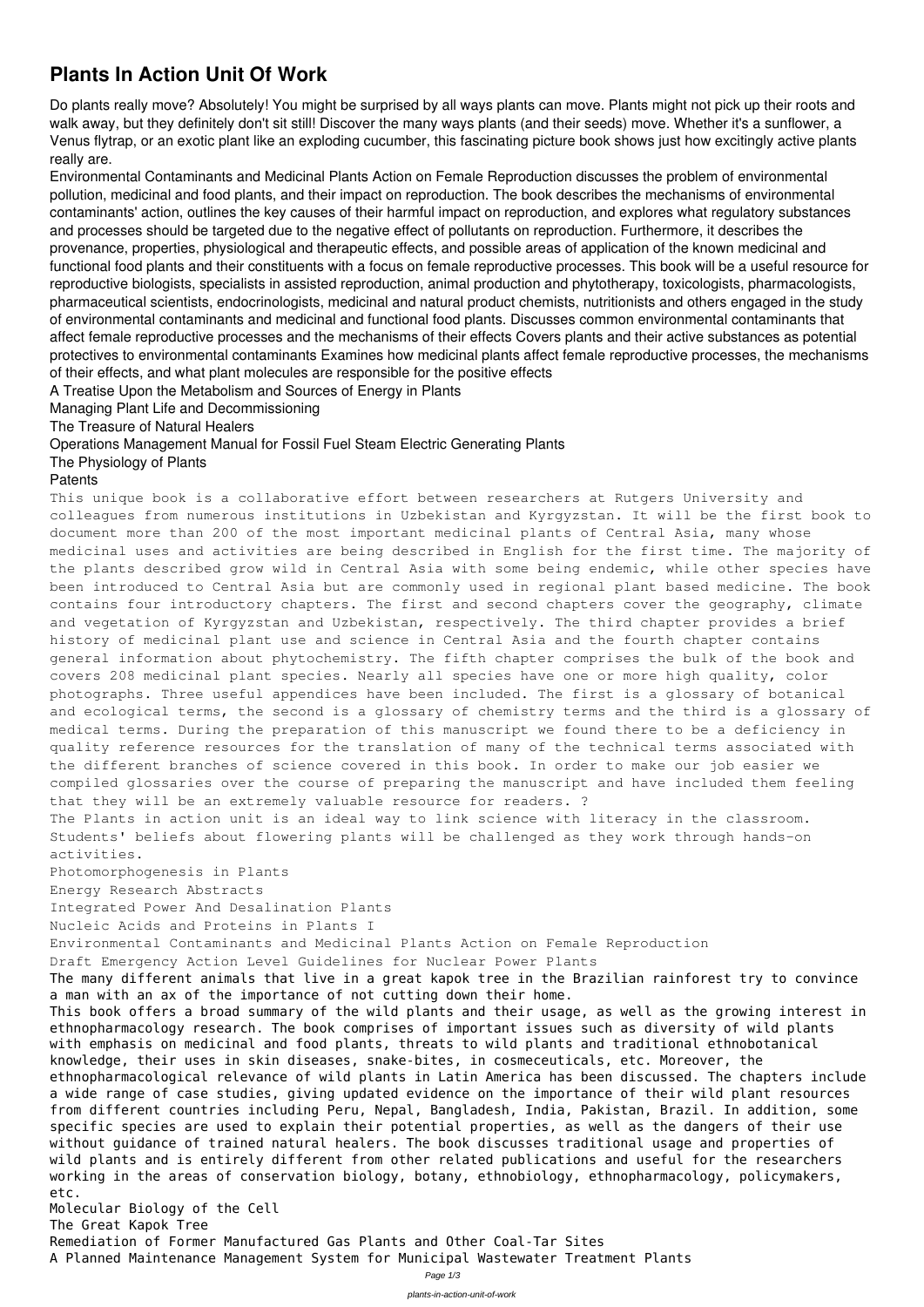# Plants In Action Unit Of Work

Do plants really move? Absolutely! You might be surprised by all ways plants can move. Plants might not pick up their roots and walk away, but they definitely don't sit still! Discover the many ways plants (and their seeds) move. Whether it's a sunflower, a Venus flytrap, or an exotic plant like an exploding cucumber, this fascinating picture book shows just how excitingly active plants really are.

Environmental Contaminants and Medicinal Plants Action on Female Reproduction discusses the problem of environmental pollution, medicinal and food plants, and their impact on reproduction. The book describes the mechanisms of environmental contaminants' action, outlines the key causes of their harmful impact on reproduction, and explores what regulatory substances and processes should be targeted due to the negative effect of pollutants on reproduction. Furthermore, it describes the provenance, properties, physiological and therapeutic effects, and possible areas of application of the known medicinal and functional food plants and their constituents with a focus on female reproductive processes. This book will be a useful resource for reproductive biologists, specialists in assisted reproduction, animal production and phytotherapy, toxicologists, pharmacologists, pharmaceutical scientists, endocrinologists, medicinal and natural product chemists, nutritionists and others engaged in the study of environmental contaminants and medicinal and functional food plants. Discusses common environmental contaminants that affect female reproductive processes and the mechanisms of their effects Covers plants and their active substances as potential protectives to environmental contaminants Examines how medicinal plants affect female reproductive processes, the mechanisms of their effects, and what plant molecules are responsible for the positive effects

A Treatise Upon the Metabolism and Sources of Energy in Plants

Managing Plant Life and Decommissioning

The Treasure of Natural Healers

Operations Management Manual for Fossil Fuel Steam Electric Generating Plants

The Physiology of Plants

Patents

This unique book is a collaborative effort between researchers at Rutgers University and colleagues from numerous institutions in Uzbekistan and Kyrgyzstan. It will be the first book to document more than 200 of the most important medicinal plants of Central Asia, many whose medicinal uses and activities are being described in English for the first time. The majority of the plants described grow wild in Central Asia with some being endemic, while other species have been introduced to Central Asia but are commonly used in regional plant based medicine. The book contains four introductory chapters. The first and second chapters cover the geography, climate and vegetation of Kyrgyzstan and Uzbekistan, respectively. The third chapter provides a brief history of medicinal plant use and science in Central Asia and the fourth chapter contains general information about phytochemistry. The fifth chapter comprises the bulk of the book and covers 208 medicinal plant species. Nearly all species have one or more high quality, color photographs. Three useful appendices have been included. The first is a glossary of botanical and ecological terms, the second is a glossary of chemistry terms and the third is a glossary of medical terms. During the preparation of this manuscript we found there to be a deficiency in quality reference resources for the translation of many of the technical terms associated with the different branches of science covered in this book. In order to make our job easier we compiled glossaries over the course of preparing the manuscript and have included them feeling that they will be an extremely valuable resource for readers. ?

The Plants in action unit is an ideal way to link science with literacy in the classroom. Students' beliefs about flowering plants will be challenged as they work through hands-on activities.

Photomorphogenesis in Plants

Energy Research Abstracts

Integrated Power And Desalination Plants

Nucleic Acids and Proteins in Plants I

Environmental Contaminants and Medicinal Plants Action on Female Reproduction

Draft Emergency Action Level Guidelines for Nuclear Power Plants

The many different animals that live in a great kapok tree in the Brazilian rainforest try to convince a man with an ax of the importance of not cutting down their home.

This book offers a broad summary of the wild plants and their usage, as well as the growing interest in ethnopharmacology research. The book comprises of important issues such as diversity of wild plants with emphasis on medicinal and food plants, threats to wild plants and traditional ethnobotanical knowledge, their uses in skin diseases, snake-bites, in cosmeceuticals, etc. Moreover, the ethnopharmacological relevance of wild plants in Latin America has been discussed. The chapters include a wide range of case studies, giving updated evidence on the importance of their wild plant resources from different countries including Peru, Nepal, Bangladesh, India, Pakistan, Brazil. In addition, some specific species are used to explain their potential properties, as well as the dangers of their use without guidance of trained natural healers. The book discusses traditional usage and properties of wild plants and is entirely different from other related publications and useful for the researchers working in the areas of conservation biology, botany, ethnobiology, ethnopharmacology, policymakers, etc.

Molecular Biology of the Cell

The Great Kapok Tree

Remediation of Former Manufactured Gas Plants and Other Coal-Tar Sites

A Planned Maintenance Management System for Municipal Wastewater Treatment Plants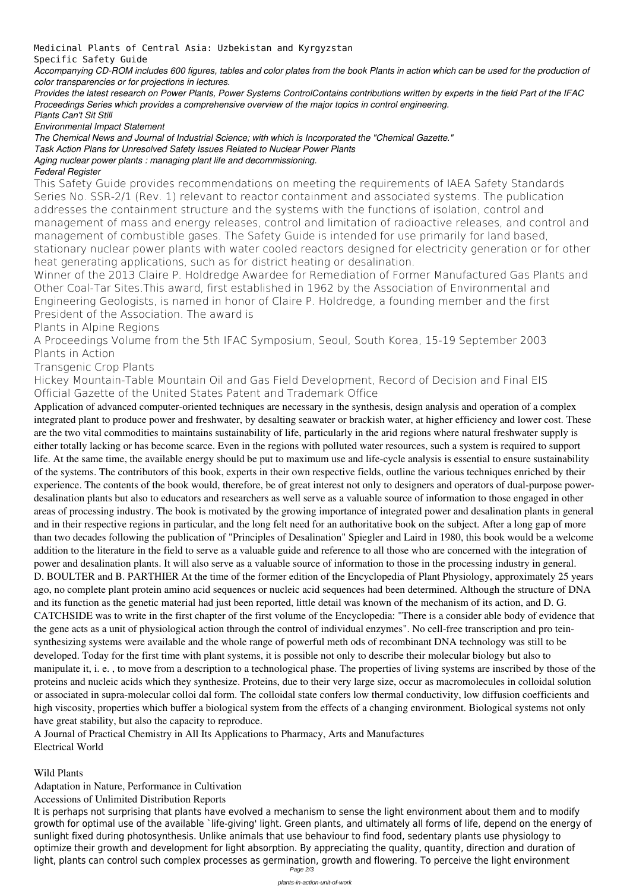Medicinal Plants of Central Asia: Uzbekistan and Kyrgyzstan

Specific Safety Guide

*Accompanying CD-ROM includes 600 figures, tables and color plates from the book Plants in action which can be used for the production of color transparencies or for projections in lectures.*

*Provides the latest research on Power Plants, Power Systems ControlContains contributions written by experts in the field Part of the IFAC Proceedings Series which provides a comprehensive overview of the major topics in control engineering.*

*Plants Can't Sit Still*

*Environmental Impact Statement*

*The Chemical News and Journal of Industrial Science; with which is Incorporated the "Chemical Gazette."*

*Task Action Plans for Unresolved Safety Issues Related to Nuclear Power Plants*

*Aging nuclear power plants : managing plant life and decommissioning.*

*Federal Register*

This Safety Guide provides recommendations on meeting the requirements of IAEA Safety Standards Series No. SSR-2/1 (Rev. 1) relevant to reactor containment and associated systems. The publication addresses the containment structure and the systems with the functions of isolation, control and management of mass and energy releases, control and limitation of radioactive releases, and control and management of combustible gases. The Safety Guide is intended for use primarily for land based, stationary nuclear power plants with water cooled reactors designed for electricity generation or for other heat generating applications, such as for district heating or desalination.

Winner of the 2013 Claire P. Holdredge Awardee for Remediation of Former Manufactured Gas Plants and Other Coal-Tar Sites.This award, first established in 1962 by the Association of Environmental and Engineering Geologists, is named in honor of Claire P. Holdredge, a founding member and the first President of the Association. The award is

Plants in Alpine Regions

A Proceedings Volume from the 5th IFAC Symposium, Seoul, South Korea, 15-19 September 2003

Plants in Action

Transgenic Crop Plants

Hickey Mountain-Table Mountain Oil and Gas Field Development, Record of Decision and Final EIS

Official Gazette of the United States Patent and Trademark Office

Application of advanced computer-oriented techniques are necessary in the synthesis, design analysis and operation of a complex integrated plant to produce power and freshwater, by desalting seawater or brackish water, at higher efficiency and lower cost. These are the two vital commodities to maintains sustainability of life, particularly in the arid regions where natural freshwater supply is either totally lacking or has become scarce. Even in the regions with polluted water resources, such a system is required to support life. At the same time, the available energy should be put to maximum use and life-cycle analysis is essential to ensure sustainability of the systems. The contributors of this book, experts in their own respective fields, outline the various techniques enriched by their experience. The contents of the book would, therefore, be of great interest not only to designers and operators of dual-purpose power-desalination plants but also to educators and researchers as well serve as a valuable source of information to those engaged in other areas of processing industry. The book is motivated by the growing importance of integrated power and desalination plants in general and in their respective regions in particular, and the long felt need for an authoritative book on the subject. After a long gap of more than two decades following the publication of "Principles of Desalination" Spiegler and Laird in 1980, this book would be a welcome addition to the literature in the field to serve as a valuable guide and reference to all those who are concerned with the integration of power and desalination plants. It will also serve as a valuable source of information to those in the processing industry in general.

D. BOULTER and B. PARTHIER At the time of the former edition of the Encyclopedia of Plant Physiology, approximately 25 years ago, no complete plant protein amino acid sequences or nucleic acid sequences had been determined. Although the structure of DNA and its function as the genetic material had just been reported, little detail was known of the mechanism of its action, and D. G. CATCHSIDE was to write in the first chapter of the first volume of the Encyclopedia: "There is a consider able body of evidence that the gene acts as a unit of physiological action through the control of individual enzymes". No cell-free transcription and pro tein-synthesizing systems were available and the whole range of powerful meth ods of recombinant DNA technology was still to be developed. Today for the first time with plant systems, it is possible not only to describe their molecular biology but also to manipulate it, i. e. , to move from a description to a technological phase. The properties of living systems are inscribed by those of the proteins and nucleic acids which they synthesize. Proteins, due to their very large size, occur as macromolecules in colloidal solution or associated in supra-molecular colloi dal form. The colloidal state confers low thermal conductivity, low diffusion coefficients and high viscosity, properties which buffer a biological system from the effects of a changing environment. Biological systems not only have great stability, but also the capacity to reproduce.

A Journal of Practical Chemistry in All Its Applications to Pharmacy, Arts and Manufactures

Electrical World

Wild Plants

Adaptation in Nature, Performance in Cultivation

Accessions of Unlimited Distribution Reports

It is perhaps not surprising that plants have evolved a mechanism to sense the light environment about them and to modify growth for optimal use of the available `life-giving' light. Green plants, and ultimately all forms of life, depend on the energy of sunlight fixed during photosynthesis. Unlike animals that use behaviour to find food, sedentary plants use physiology to optimize their growth and development for light absorption. By appreciating the quality, quantity, direction and duration of light, plants can control such complex processes as germination, growth and flowering. To perceive the light environment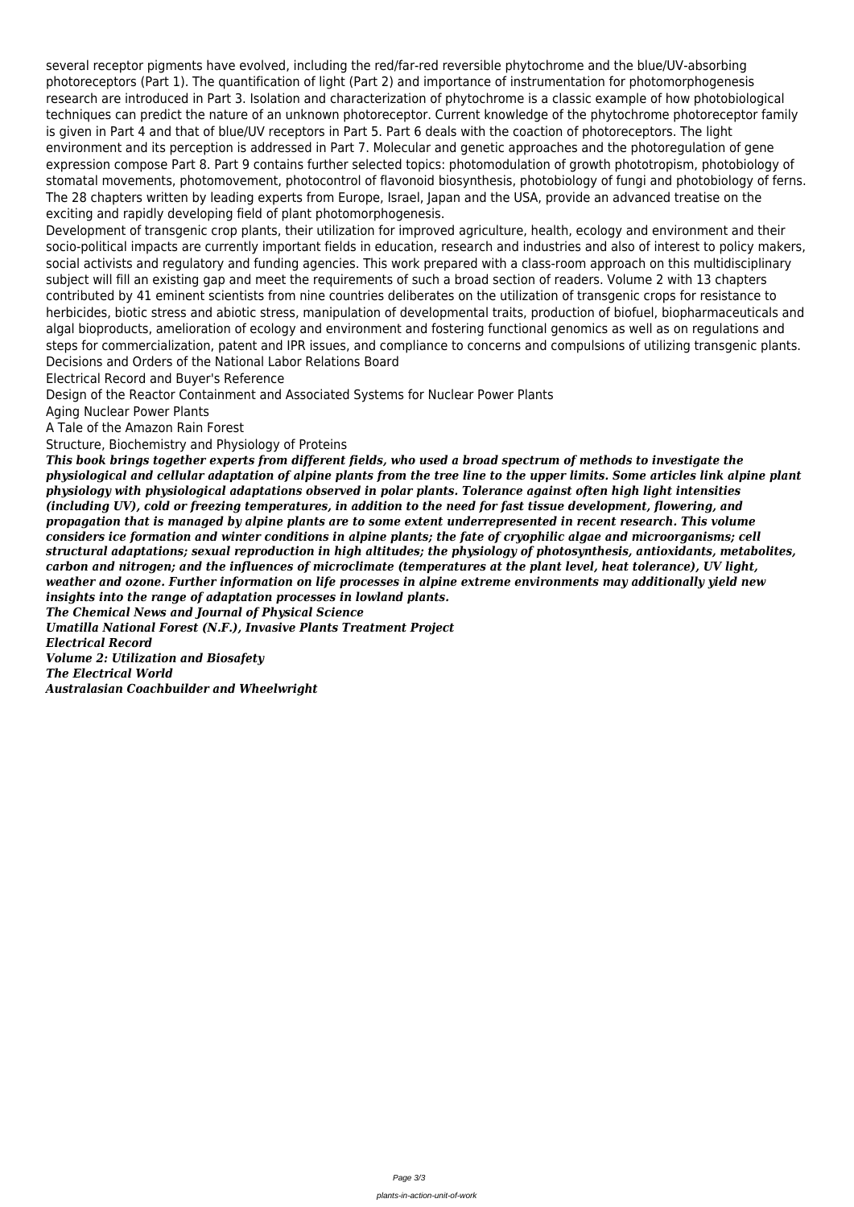several receptor pigments have evolved, including the red/far-red reversible phytochrome and the blue/UV-absorbing photoreceptors (Part 1). The quantification of light (Part 2) and importance of instrumentation for photomorphogenesis research are introduced in Part 3. Isolation and characterization of phytochrome is a classic example of how photobiological techniques can predict the nature of an unknown photoreceptor. Current knowledge of the phytochrome photoreceptor family is given in Part 4 and that of blue/UV receptors in Part 5. Part 6 deals with the coaction of photoreceptors. The light environment and its perception is addressed in Part 7. Molecular and genetic approaches and the photoregulation of gene expression compose Part 8. Part 9 contains further selected topics: photomodulation of growth phototropism, photobiology of stomatal movements, photomovement, photocontrol of flavonoid biosynthesis, photobiology of fungi and photobiology of ferns. The 28 chapters written by leading experts from Europe, Israel, Japan and the USA, provide an advanced treatise on the exciting and rapidly developing field of plant photomorphogenesis.

Development of transgenic crop plants, their utilization for improved agriculture, health, ecology and environment and their socio-political impacts are currently important fields in education, research and industries and also of interest to policy makers, social activists and regulatory and funding agencies. This work prepared with a class-room approach on this multidisciplinary subject will fill an existing gap and meet the requirements of such a broad section of readers. Volume 2 with 13 chapters contributed by 41 eminent scientists from nine countries deliberates on the utilization of transgenic crops for resistance to herbicides, biotic stress and abiotic stress, manipulation of developmental traits, production of biofuel, biopharmaceuticals and algal bioproducts, amelioration of ecology and environment and fostering functional genomics as well as on regulations and steps for commercialization, patent and IPR issues, and compliance to concerns and compulsions of utilizing transgenic plants.

Decisions and Orders of the National Labor Relations Board

Electrical Record and Buyer's Reference

Design of the Reactor Containment and Associated Systems for Nuclear Power Plants

Aging Nuclear Power Plants

A Tale of the Amazon Rain Forest

Structure, Biochemistry and Physiology of Proteins

***This book brings together experts from different fields, who used a broad spectrum of methods to investigate the physiological and cellular adaptation of alpine plants from the tree line to the upper limits. Some articles link alpine plant physiology with physiological adaptations observed in polar plants. Tolerance against often high light intensities (including UV), cold or freezing temperatures, in addition to the need for fast tissue development, flowering, and propagation that is managed by alpine plants are to some extent underrepresented in recent research. This volume considers ice formation and winter conditions in alpine plants; the fate of cryophilic algae and microorganisms; cell structural adaptations; sexual reproduction in high altitudes; the physiology of photosynthesis, antioxidants, metabolites, carbon and nitrogen; and the influences of microclimate (temperatures at the plant level, heat tolerance), UV light, weather and ozone. Further information on life processes in alpine extreme environments may additionally yield new insights into the range of adaptation processes in lowland plants.***

***The Chemical News and Journal of Physical Science***

***Umatilla National Forest (N.F.), Invasive Plants Treatment Project***

***Electrical Record***

***Volume 2: Utilization and Biosafety***

***The Electrical World***

***Australasian Coachbuilder and Wheelwright***